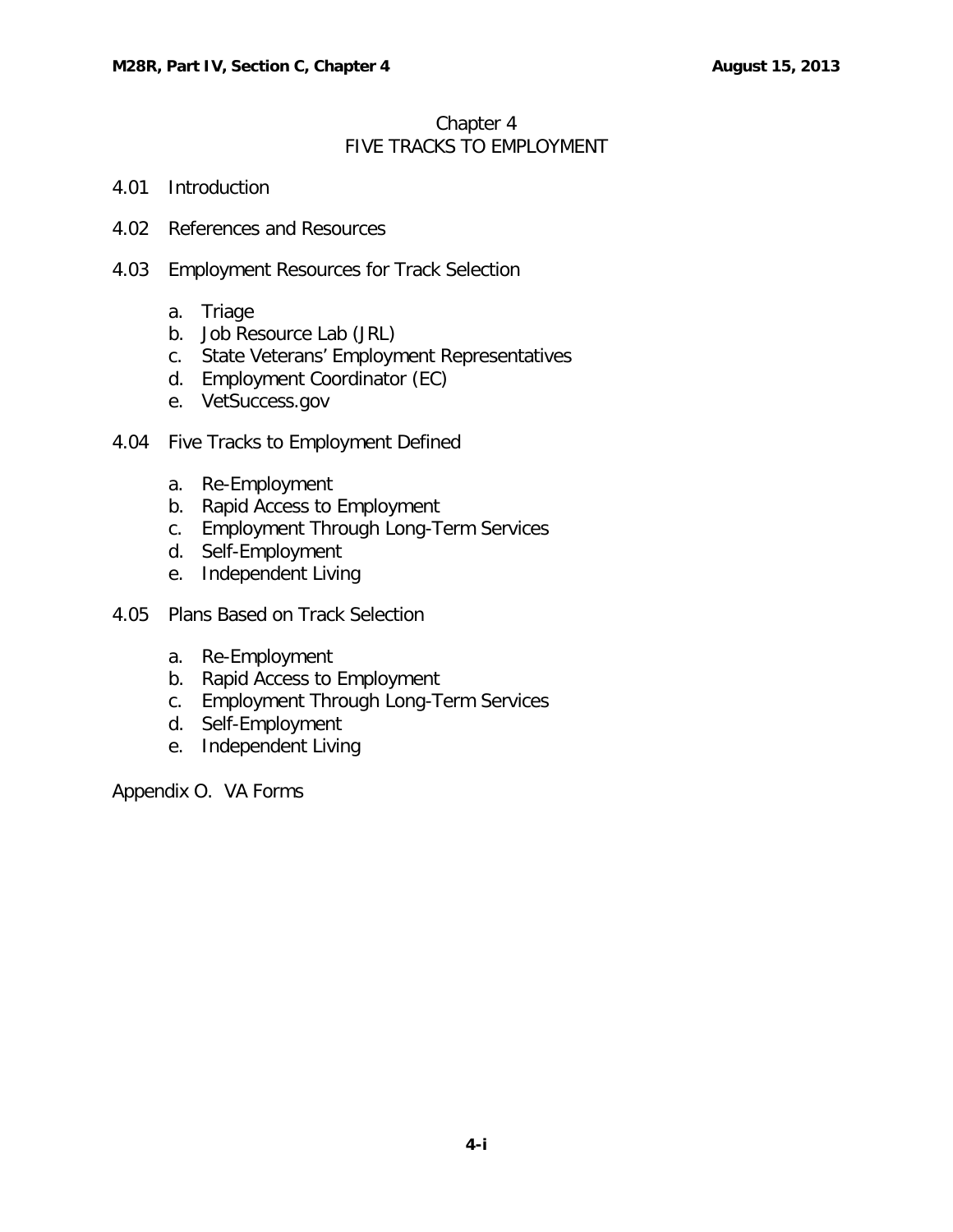# Chapter 4
## FIVE TRACKS TO EMPLOYMENT

4.01 Introduction

4.02 References and Resources

4.03 Employment Resources for Track Selection

a. Triage
b. Job Resource Lab (JRL)
c. State Veterans' Employment Representatives
d. Employment Coordinator (EC)
e. VetSuccess.gov

4.04 Five Tracks to Employment Defined

a. Re-Employment
b. Rapid Access to Employment
c. Employment Through Long-Term Services
d. Self-Employment
e. Independent Living

4.05 Plans Based on Track Selection

a. Re-Employment
b. Rapid Access to Employment
c. Employment Through Long-Term Services
d. Self-Employment
e. Independent Living

Appendix O. VA Forms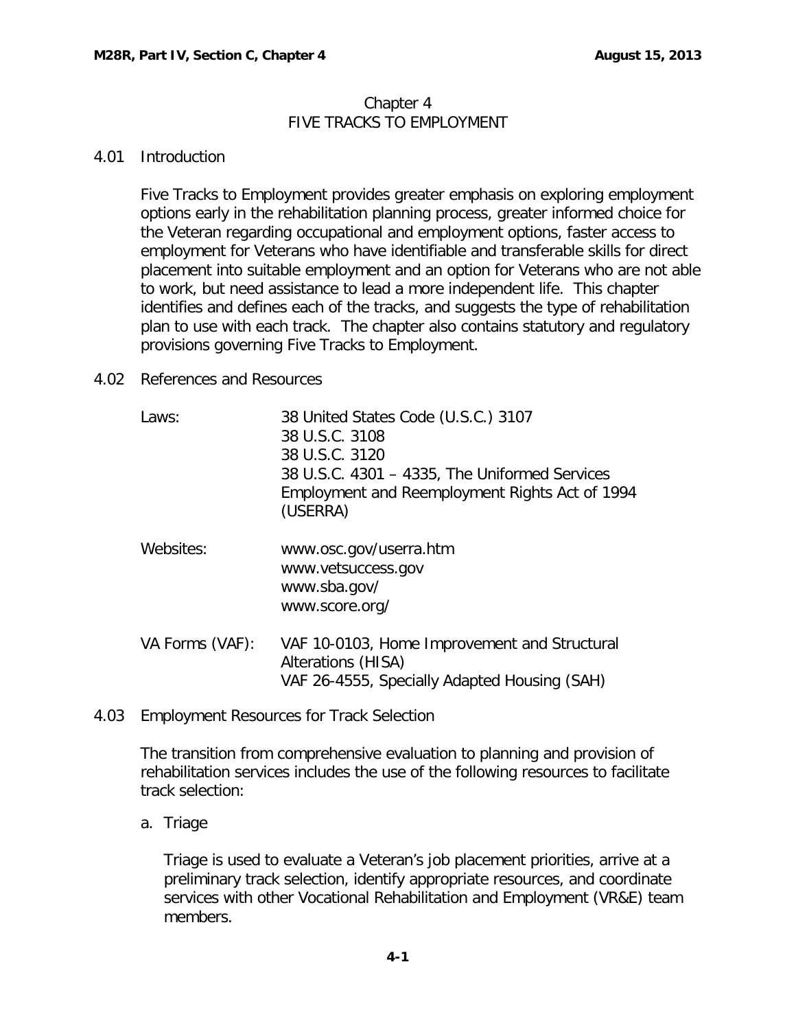# Chapter 4
# FIVE TRACKS TO EMPLOYMENT

## 4.01 Introduction

Five Tracks to Employment provides greater emphasis on exploring employment options early in the rehabilitation planning process, greater informed choice for the Veteran regarding occupational and employment options, faster access to employment for Veterans who have identifiable and transferable skills for direct placement into suitable employment and an option for Veterans who are not able to work, but need assistance to lead a more independent life. This chapter identifies and defines each of the tracks, and suggests the type of rehabilitation plan to use with each track. The chapter also contains statutory and regulatory provisions governing Five Tracks to Employment.

## 4.02 References and Resources

| | |
|---|---|
| Laws: | 38 United States Code (U.S.C.) 3107<br>38 U.S.C. 3108<br>38 U.S.C. 3120<br>38 U.S.C. 4301 – 4335, The Uniformed Services Employment and Reemployment Rights Act of 1994 (USERRA) |
| Websites: | www.osc.gov/userra.htm<br>www.vetsuccess.gov<br>www.sba.gov/<br>www.score.org/ |
| VA Forms (VAF): | VAF 10-0103, Home Improvement and Structural Alterations (HISA)<br>VAF 26-4555, Specially Adapted Housing (SAH) |

## 4.03 Employment Resources for Track Selection

The transition from comprehensive evaluation to planning and provision of rehabilitation services includes the use of the following resources to facilitate track selection:

a. Triage

Triage is used to evaluate a Veteran's job placement priorities, arrive at a preliminary track selection, identify appropriate resources, and coordinate services with other Vocational Rehabilitation and Employment (VR&E) team members.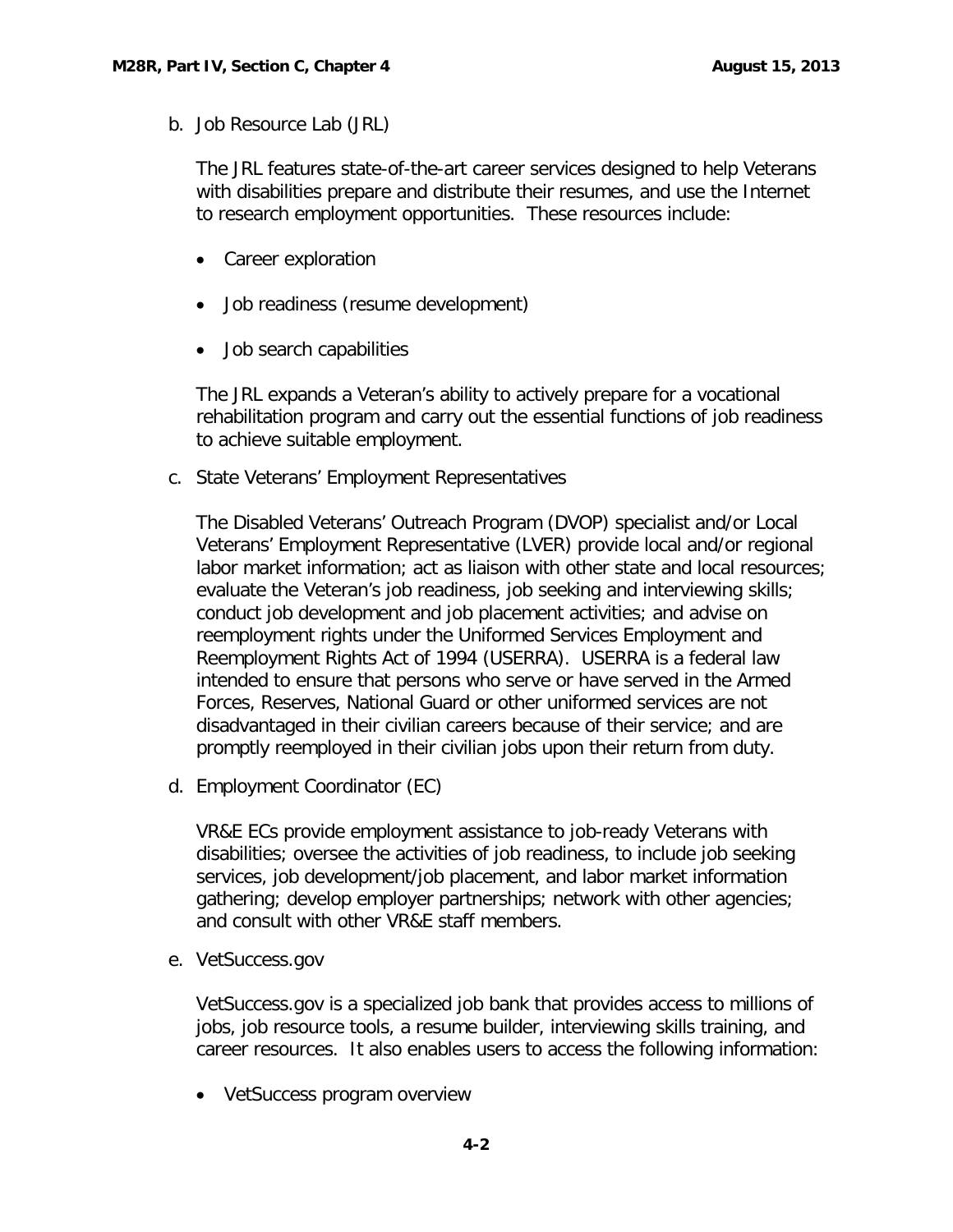b. Job Resource Lab (JRL)

The JRL features state-of-the-art career services designed to help Veterans with disabilities prepare and distribute their resumes, and use the Internet to research employment opportunities. These resources include:

- Career exploration
- Job readiness (resume development)
- Job search capabilities

The JRL expands a Veteran's ability to actively prepare for a vocational rehabilitation program and carry out the essential functions of job readiness to achieve suitable employment.

c. State Veterans' Employment Representatives

The Disabled Veterans' Outreach Program (DVOP) specialist and/or Local Veterans' Employment Representative (LVER) provide local and/or regional labor market information; act as liaison with other state and local resources; evaluate the Veteran's job readiness, job seeking and interviewing skills; conduct job development and job placement activities; and advise on reemployment rights under the Uniformed Services Employment and Reemployment Rights Act of 1994 (USERRA). USERRA is a federal law intended to ensure that persons who serve or have served in the Armed Forces, Reserves, National Guard or other uniformed services are not disadvantaged in their civilian careers because of their service; and are promptly reemployed in their civilian jobs upon their return from duty.

d. Employment Coordinator (EC)

VR&E ECs provide employment assistance to job-ready Veterans with disabilities; oversee the activities of job readiness, to include job seeking services, job development/job placement, and labor market information gathering; develop employer partnerships; network with other agencies; and consult with other VR&E staff members.

e. VetSuccess.gov

VetSuccess.gov is a specialized job bank that provides access to millions of jobs, job resource tools, a resume builder, interviewing skills training, and career resources. It also enables users to access the following information:

- VetSuccess program overview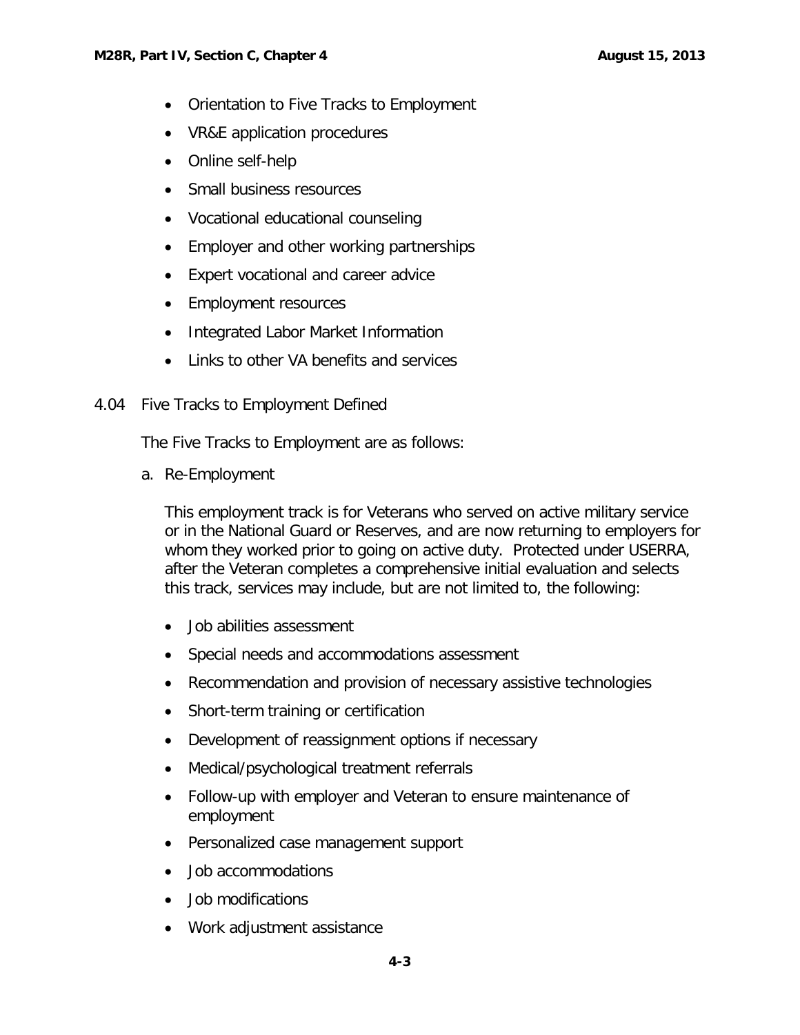- Orientation to Five Tracks to Employment
- VR&E application procedures
- Online self-help
- Small business resources
- Vocational educational counseling
- Employer and other working partnerships
- Expert vocational and career advice
- Employment resources
- Integrated Labor Market Information
- Links to other VA benefits and services

## 4.04 Five Tracks to Employment Defined

The Five Tracks to Employment are as follows:

a. Re-Employment

This employment track is for Veterans who served on active military service or in the National Guard or Reserves, and are now returning to employers for whom they worked prior to going on active duty. Protected under USERRA, after the Veteran completes a comprehensive initial evaluation and selects this track, services may include, but are not limited to, the following:

- Job abilities assessment
- Special needs and accommodations assessment
- Recommendation and provision of necessary assistive technologies
- Short-term training or certification
- Development of reassignment options if necessary
- Medical/psychological treatment referrals
- Follow-up with employer and Veteran to ensure maintenance of employment
- Personalized case management support
- Job accommodations
- Job modifications
- Work adjustment assistance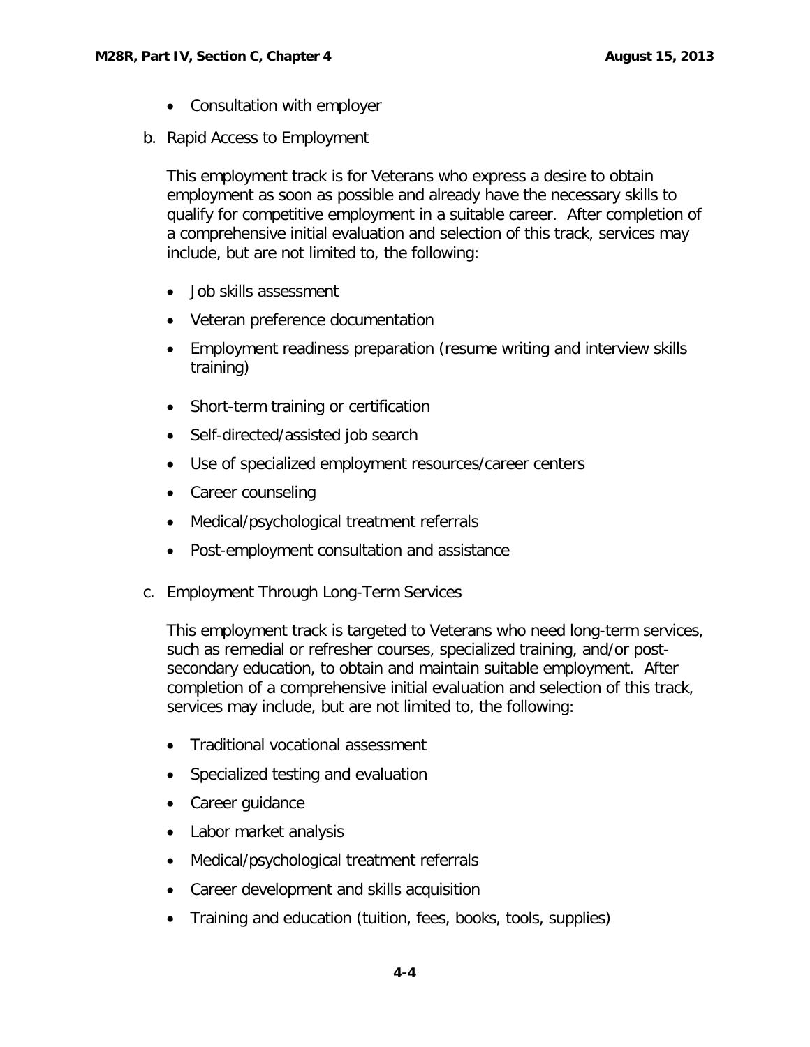- Consultation with employer

b. Rapid Access to Employment

This employment track is for Veterans who express a desire to obtain employment as soon as possible and already have the necessary skills to qualify for competitive employment in a suitable career. After completion of a comprehensive initial evaluation and selection of this track, services may include, but are not limited to, the following:

- Job skills assessment
- Veteran preference documentation
- Employment readiness preparation (resume writing and interview skills training)
- Short-term training or certification
- Self-directed/assisted job search
- Use of specialized employment resources/career centers
- Career counseling
- Medical/psychological treatment referrals
- Post-employment consultation and assistance

c. Employment Through Long-Term Services

This employment track is targeted to Veterans who need long-term services, such as remedial or refresher courses, specialized training, and/or post-secondary education, to obtain and maintain suitable employment. After completion of a comprehensive initial evaluation and selection of this track, services may include, but are not limited to, the following:

- Traditional vocational assessment
- Specialized testing and evaluation
- Career guidance
- Labor market analysis
- Medical/psychological treatment referrals
- Career development and skills acquisition
- Training and education (tuition, fees, books, tools, supplies)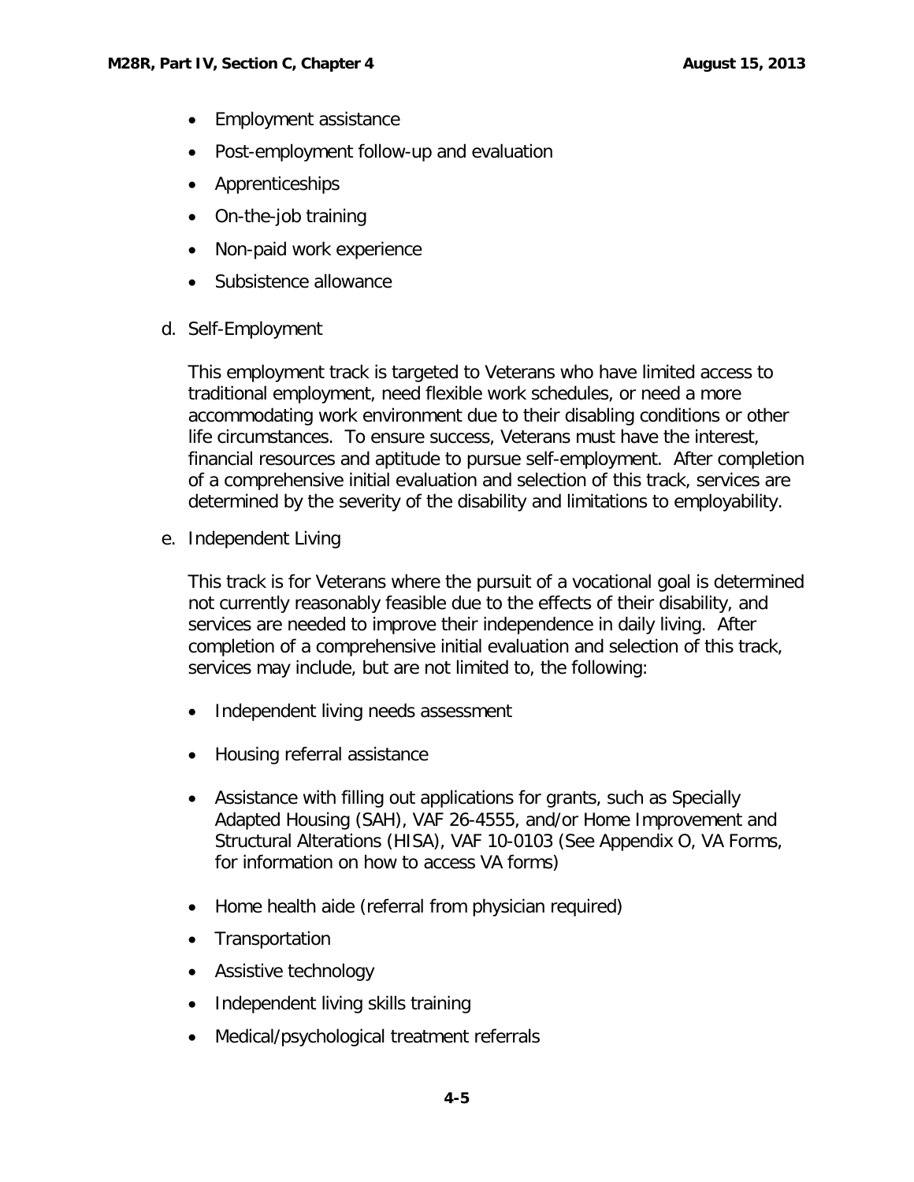- Employment assistance
- Post-employment follow-up and evaluation
- Apprenticeships
- On-the-job training
- Non-paid work experience
- Subsistence allowance

d. Self-Employment

This employment track is targeted to Veterans who have limited access to traditional employment, need flexible work schedules, or need a more accommodating work environment due to their disabling conditions or other life circumstances. To ensure success, Veterans must have the interest, financial resources and aptitude to pursue self-employment. After completion of a comprehensive initial evaluation and selection of this track, services are determined by the severity of the disability and limitations to employability.

e. Independent Living

This track is for Veterans where the pursuit of a vocational goal is determined not currently reasonably feasible due to the effects of their disability, and services are needed to improve their independence in daily living. After completion of a comprehensive initial evaluation and selection of this track, services may include, but are not limited to, the following:

- Independent living needs assessment
- Housing referral assistance
- Assistance with filling out applications for grants, such as Specially Adapted Housing (SAH), VAF 26-4555, and/or Home Improvement and Structural Alterations (HISA), VAF 10-0103 (See Appendix O, VA Forms, for information on how to access VA forms)
- Home health aide (referral from physician required)
- Transportation
- Assistive technology
- Independent living skills training
- Medical/psychological treatment referrals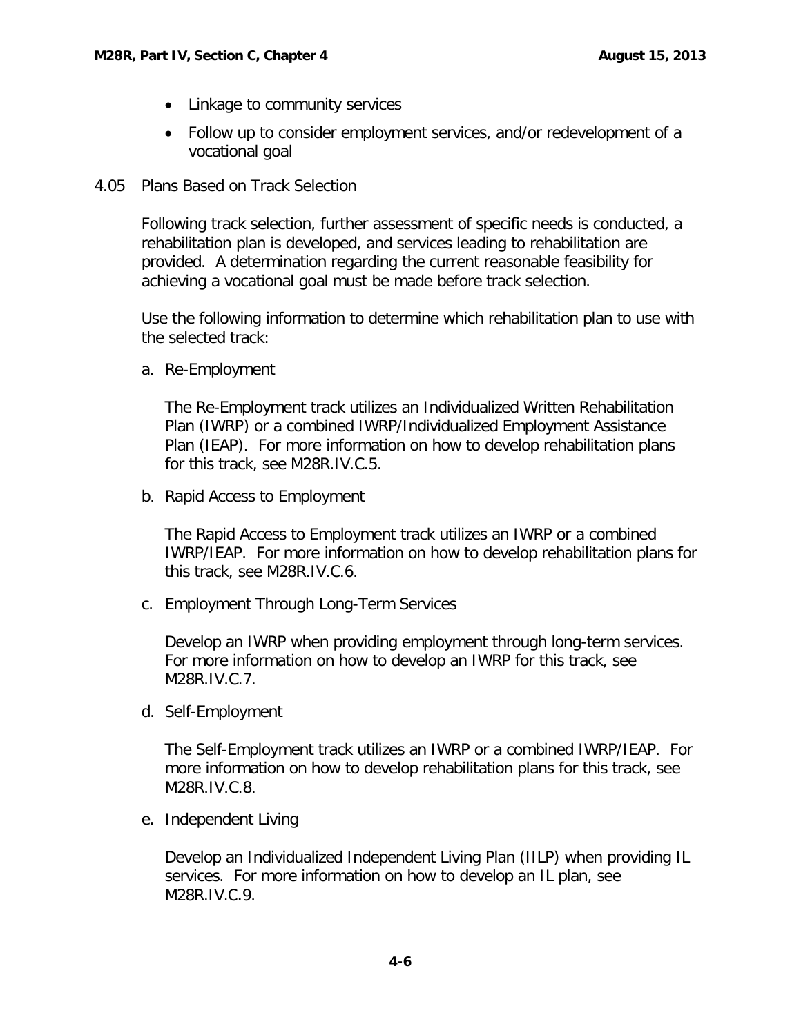- Linkage to community services
- Follow up to consider employment services, and/or redevelopment of a vocational goal

## 4.05 Plans Based on Track Selection

Following track selection, further assessment of specific needs is conducted, a rehabilitation plan is developed, and services leading to rehabilitation are provided. A determination regarding the current reasonable feasibility for achieving a vocational goal must be made before track selection.

Use the following information to determine which rehabilitation plan to use with the selected track:

a. Re-Employment

The Re-Employment track utilizes an Individualized Written Rehabilitation Plan (IWRP) or a combined IWRP/Individualized Employment Assistance Plan (IEAP). For more information on how to develop rehabilitation plans for this track, see M28R.IV.C.5.

b. Rapid Access to Employment

The Rapid Access to Employment track utilizes an IWRP or a combined IWRP/IEAP. For more information on how to develop rehabilitation plans for this track, see M28R.IV.C.6.

c. Employment Through Long-Term Services

Develop an IWRP when providing employment through long-term services. For more information on how to develop an IWRP for this track, see M28R.IV.C.7.

d. Self-Employment

The Self-Employment track utilizes an IWRP or a combined IWRP/IEAP. For more information on how to develop rehabilitation plans for this track, see M28R.IV.C.8.

e. Independent Living

Develop an Individualized Independent Living Plan (IILP) when providing IL services. For more information on how to develop an IL plan, see M28R.IV.C.9.